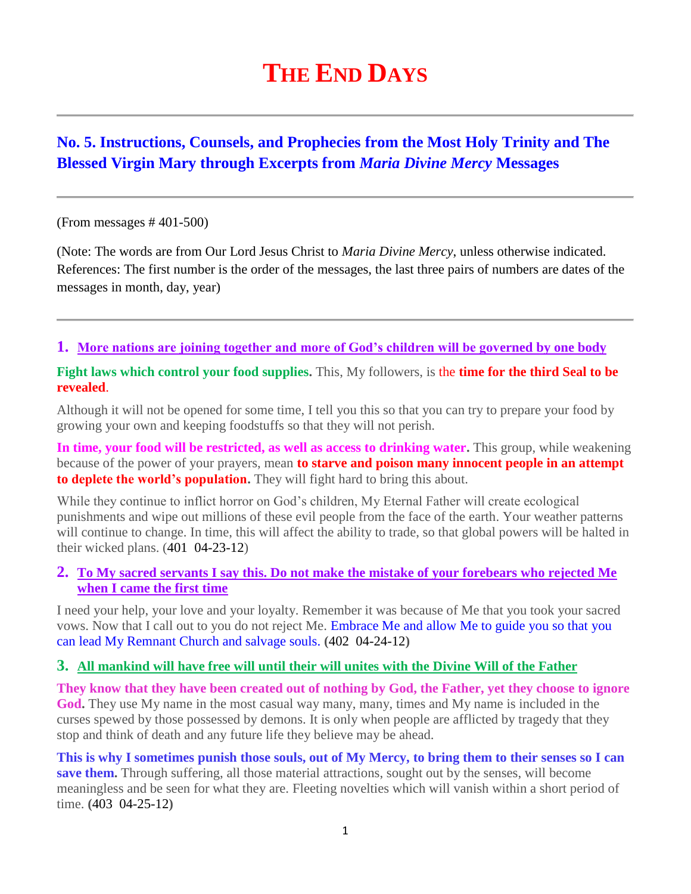# THE END DAYS

---

## No. 5. Instructions, Counsels, and Prophecies from the Most Holy Trinity and The Blessed Virgin Mary through Excerpts from *Maria Divine Mercy* Messages

---

(From messages # 401-500)

(Note: The words are from Our Lord Jesus Christ to *Maria Divine Mercy*, unless otherwise indicated. References: The first number is the order of the messages, the last three pairs of numbers are dates of the messages in month, day, year)

---

### 1. More nations are joining together and more of God's children will be governed by one body

**Fight laws which control your food supplies.** This, My followers, is the **time for the third Seal to be revealed**.

Although it will not be opened for some time, I tell you this so that you can try to prepare your food by growing your own and keeping foodstuffs so that they will not perish.

**In time, your food will be restricted, as well as access to drinking water.** This group, while weakening because of the power of your prayers, mean **to starve and poison many innocent people in an attempt to deplete the world's population.** They will fight hard to bring this about.

While they continue to inflict horror on God's children, My Eternal Father will create ecological punishments and wipe out millions of these evil people from the face of the earth. Your weather patterns will continue to change. In time, this will affect the ability to trade, so that global powers will be halted in their wicked plans. (401 04-23-12)

### 2. To My sacred servants I say this. Do not make the mistake of your forebears who rejected Me when I came the first time

I need your help, your love and your loyalty. Remember it was because of Me that you took your sacred vows. Now that I call out to you do not reject Me. Embrace Me and allow Me to guide you so that you can lead My Remnant Church and salvage souls. (402 04-24-12)

### 3. All mankind will have free will until their will unites with the Divine Will of the Father

**They know that they have been created out of nothing by God, the Father, yet they choose to ignore God.** They use My name in the most casual way many, many, times and My name is included in the curses spewed by those possessed by demons. It is only when people are afflicted by tragedy that they stop and think of death and any future life they believe may be ahead.

**This is why I sometimes punish those souls, out of My Mercy, to bring them to their senses so I can save them.** Through suffering, all those material attractions, sought out by the senses, will become meaningless and be seen for what they are. Fleeting novelties which will vanish within a short period of time. **(403 04-25-12)**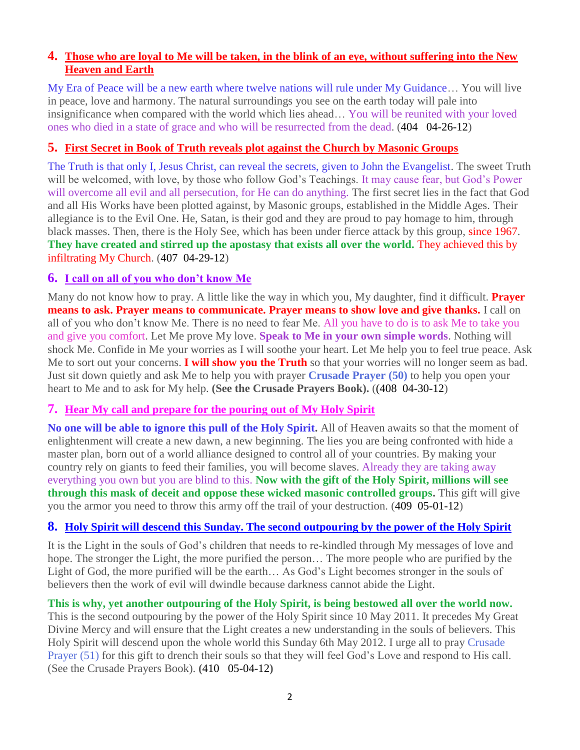## 4. Those who are loyal to Me will be taken, in the blink of an eye, without suffering into the New Heaven and Earth

My Era of Peace will be a new earth where twelve nations will rule under My Guidance… You will live in peace, love and harmony. The natural surroundings you see on the earth today will pale into insignificance when compared with the world which lies ahead… You will be reunited with your loved ones who died in a state of grace and who will be resurrected from the dead. (404 04-26-12)

## 5. First Secret in Book of Truth reveals plot against the Church by Masonic Groups

The Truth is that only I, Jesus Christ, can reveal the secrets, given to John the Evangelist. The sweet Truth will be welcomed, with love, by those who follow God's Teachings. It may cause fear, but God's Power will overcome all evil and all persecution, for He can do anything. The first secret lies in the fact that God and all His Works have been plotted against, by Masonic groups, established in the Middle Ages. Their allegiance is to the Evil One. He, Satan, is their god and they are proud to pay homage to him, through black masses. Then, there is the Holy See, which has been under fierce attack by this group, since 1967. **They have created and stirred up the apostasy that exists all over the world.** They achieved this by infiltrating My Church. (407 04-29-12)

## 6. I call on all of you who don't know Me

Many do not know how to pray. A little like the way in which you, My daughter, find it difficult. **Prayer means to ask. Prayer means to communicate. Prayer means to show love and give thanks.** I call on all of you who don't know Me. There is no need to fear Me. All you have to do is to ask Me to take you and give you comfort. Let Me prove My love. **Speak to Me in your own simple words**. Nothing will shock Me. Confide in Me your worries as I will soothe your heart. Let Me help you to feel true peace. Ask Me to sort out your concerns. **I will show you the Truth** so that your worries will no longer seem as bad. Just sit down quietly and ask Me to help you with prayer **Crusade Prayer (50)** to help you open your heart to Me and to ask for My help. **(See the Crusade Prayers Book).** ((408 04-30-12)

## 7. Hear My call and prepare for the pouring out of My Holy Spirit

**No one will be able to ignore this pull of the Holy Spirit.** All of Heaven awaits so that the moment of enlightenment will create a new dawn, a new beginning. The lies you are being confronted with hide a master plan, born out of a world alliance designed to control all of your countries. By making your country rely on giants to feed their families, you will become slaves. Already they are taking away everything you own but you are blind to this. **Now with the gift of the Holy Spirit, millions will see through this mask of deceit and oppose these wicked masonic controlled groups.** This gift will give you the armor you need to throw this army off the trail of your destruction. (409 05-01-12)

## 8. Holy Spirit will descend this Sunday. The second outpouring by the power of the Holy Spirit

It is the Light in the souls of God's children that needs to re-kindled through My messages of love and hope. The stronger the Light, the more purified the person… The more people who are purified by the Light of God, the more purified will be the earth… As God's Light becomes stronger in the souls of believers then the work of evil will dwindle because darkness cannot abide the Light.

**This is why, yet another outpouring of the Holy Spirit, is being bestowed all over the world now.** This is the second outpouring by the power of the Holy Spirit since 10 May 2011. It precedes My Great Divine Mercy and will ensure that the Light creates a new understanding in the souls of believers. This Holy Spirit will descend upon the whole world this Sunday 6th May 2012. I urge all to pray Crusade Prayer (51) for this gift to drench their souls so that they will feel God's Love and respond to His call. (See the Crusade Prayers Book). **(**410 05-04-12**)**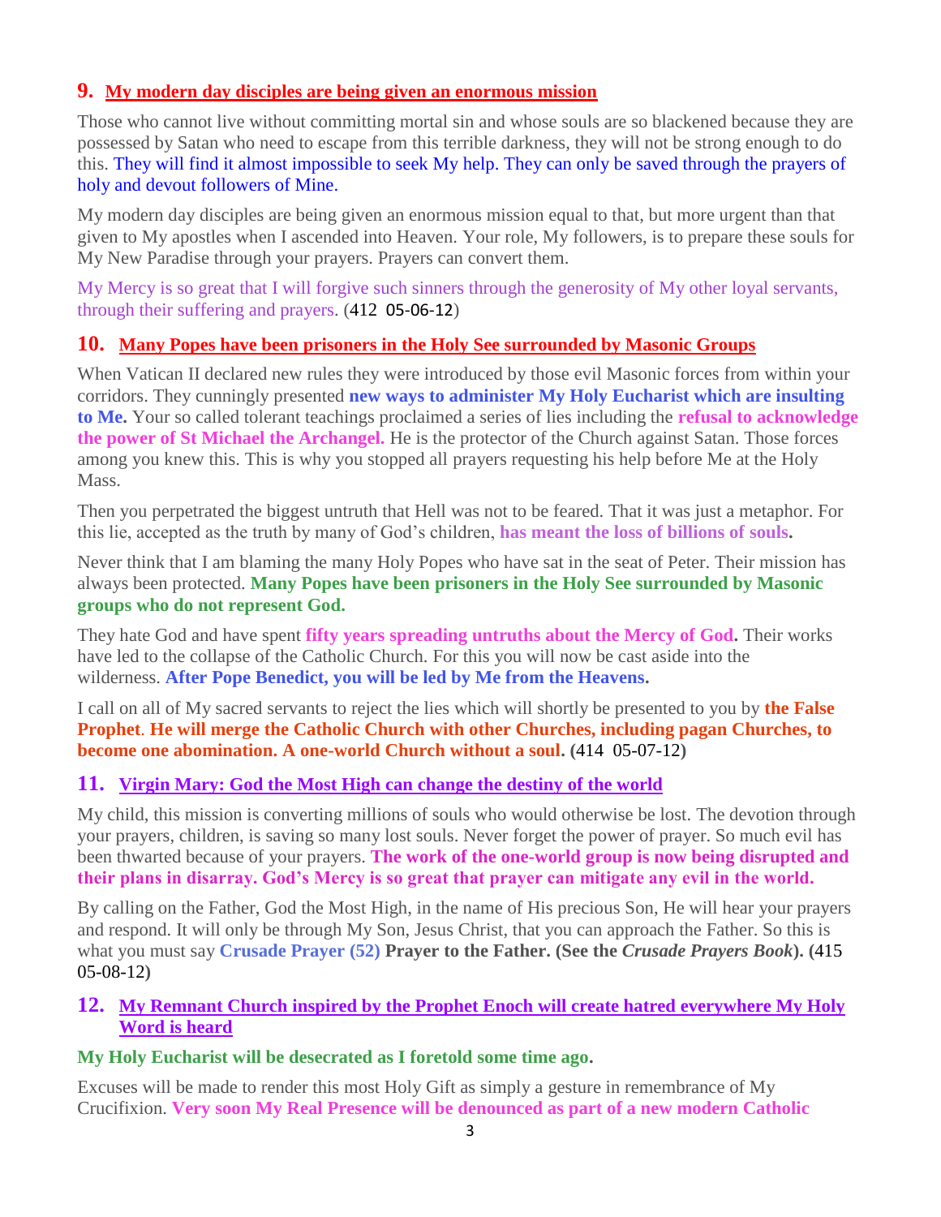## 9. My modern day disciples are being given an enormous mission

Those who cannot live without committing mortal sin and whose souls are so blackened because they are possessed by Satan who need to escape from this terrible darkness, they will not be strong enough to do this. They will find it almost impossible to seek My help. They can only be saved through the prayers of holy and devout followers of Mine.

My modern day disciples are being given an enormous mission equal to that, but more urgent than that given to My apostles when I ascended into Heaven. Your role, My followers, is to prepare these souls for My New Paradise through your prayers. Prayers can convert them.

My Mercy is so great that I will forgive such sinners through the generosity of My other loyal servants, through their suffering and prayers. (412 05-06-12)

## 10. Many Popes have been prisoners in the Holy See surrounded by Masonic Groups

When Vatican II declared new rules they were introduced by those evil Masonic forces from within your corridors. They cunningly presented **new ways to administer My Holy Eucharist which are insulting to Me.** Your so called tolerant teachings proclaimed a series of lies including the **refusal to acknowledge the power of St Michael the Archangel.** He is the protector of the Church against Satan. Those forces among you knew this. This is why you stopped all prayers requesting his help before Me at the Holy Mass.

Then you perpetrated the biggest untruth that Hell was not to be feared. That it was just a metaphor. For this lie, accepted as the truth by many of God's children, **has meant the loss of billions of souls.**

Never think that I am blaming the many Holy Popes who have sat in the seat of Peter. Their mission has always been protected. **Many Popes have been prisoners in the Holy See surrounded by Masonic groups who do not represent God.**

They hate God and have spent **fifty years spreading untruths about the Mercy of God.** Their works have led to the collapse of the Catholic Church. For this you will now be cast aside into the wilderness. **After Pope Benedict, you will be led by Me from the Heavens.**

I call on all of My sacred servants to reject the lies which will shortly be presented to you by **the False Prophet**. **He will merge the Catholic Church with other Churches, including pagan Churches, to become one abomination. A one-world Church without a soul. (414 05-07-12)**

## 11. Virgin Mary: God the Most High can change the destiny of the world

My child, this mission is converting millions of souls who would otherwise be lost. The devotion through your prayers, children, is saving so many lost souls. Never forget the power of prayer. So much evil has been thwarted because of your prayers. **The work of the one-world group is now being disrupted and their plans in disarray. God's Mercy is so great that prayer can mitigate any evil in the world.**

By calling on the Father, God the Most High, in the name of His precious Son, He will hear your prayers and respond. It will only be through My Son, Jesus Christ, that you can approach the Father. So this is what you must say **Crusade Prayer (52) Prayer to the Father. (See the *Crusade Prayers Book*). (415 05-08-12)**

## 12. My Remnant Church inspired by the Prophet Enoch will create hatred everywhere My Holy Word is heard

**My Holy Eucharist will be desecrated as I foretold some time ago.**

Excuses will be made to render this most Holy Gift as simply a gesture in remembrance of My Crucifixion. **Very soon My Real Presence will be denounced as part of a new modern Catholic**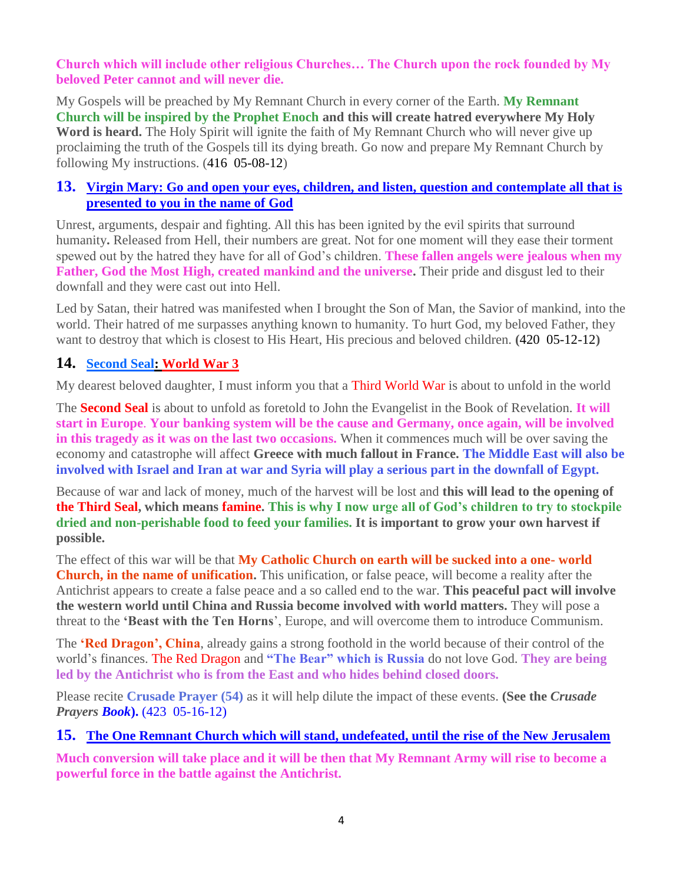**Church which will include other religious Churches… The Church upon the rock founded by My beloved Peter cannot and will never die.**

My Gospels will be preached by My Remnant Church in every corner of the Earth. **My Remnant Church will be inspired by the Prophet Enoch and this will create hatred everywhere My Holy Word is heard.** The Holy Spirit will ignite the faith of My Remnant Church who will never give up proclaiming the truth of the Gospels till its dying breath. Go now and prepare My Remnant Church by following My instructions. (416 05-08-12)

## 13. Virgin Mary: Go and open your eyes, children, and listen, question and contemplate all that is presented to you in the name of God

Unrest, arguments, despair and fighting. All this has been ignited by the evil spirits that surround humanity**.** Released from Hell, their numbers are great. Not for one moment will they ease their torment spewed out by the hatred they have for all of God's children. **These fallen angels were jealous when my Father, God the Most High, created mankind and the universe.** Their pride and disgust led to their downfall and they were cast out into Hell.

Led by Satan, their hatred was manifested when I brought the Son of Man, the Savior of mankind, into the world. Their hatred of me surpasses anything known to humanity. To hurt God, my beloved Father, they want to destroy that which is closest to His Heart, His precious and beloved children. **(420 05-12-12)**

## 14. Second Seal: World War 3

My dearest beloved daughter, I must inform you that a Third World War is about to unfold in the world

The **Second Seal** is about to unfold as foretold to John the Evangelist in the Book of Revelation. **It will start in Europe**. **Your banking system will be the cause and Germany, once again, will be involved in this tragedy as it was on the last two occasions.** When it commences much will be over saving the economy and catastrophe will affect **Greece with much fallout in France. The Middle East will also be involved with Israel and Iran at war and Syria will play a serious part in the downfall of Egypt.**

Because of war and lack of money, much of the harvest will be lost and **this will lead to the opening of the Third Seal, which means famine. This is why I now urge all of God's children to try to stockpile dried and non-perishable food to feed your families. It is important to grow your own harvest if possible.**

The effect of this war will be that **My Catholic Church on earth will be sucked into a one- world Church, in the name of unification.** This unification, or false peace, will become a reality after the Antichrist appears to create a false peace and a so called end to the war. **This peaceful pact will involve the western world until China and Russia become involved with world matters.** They will pose a threat to the **'Beast with the Ten Horns**', Europe, and will overcome them to introduce Communism.

The **'Red Dragon', China**, already gains a strong foothold in the world because of their control of the world's finances. The Red Dragon and **"The Bear" which is Russia** do not love God. **They are being led by the Antichrist who is from the East and who hides behind closed doors.**

Please recite **Crusade Prayer (54)** as it will help dilute the impact of these events. **(See the *Crusade Prayers Book*).** (423 05-16-12)

## 15. The One Remnant Church which will stand, undefeated, until the rise of the New Jerusalem

**Much conversion will take place and it will be then that My Remnant Army will rise to become a powerful force in the battle against the Antichrist.**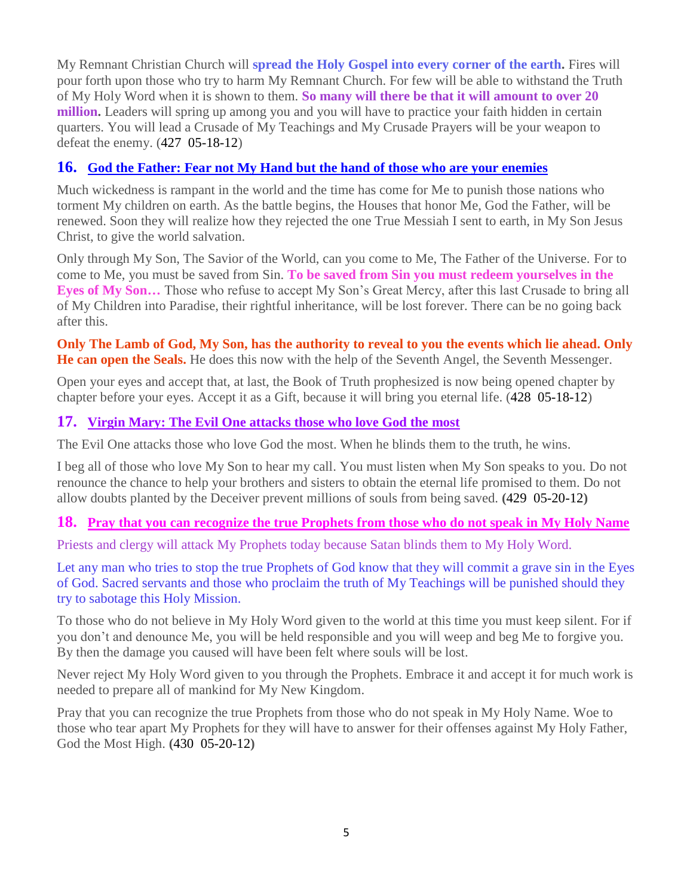My Remnant Christian Church will **spread the Holy Gospel into every corner of the earth.** Fires will pour forth upon those who try to harm My Remnant Church. For few will be able to withstand the Truth of My Holy Word when it is shown to them. **So many will there be that it will amount to over 20 million.** Leaders will spring up among you and you will have to practice your faith hidden in certain quarters. You will lead a Crusade of My Teachings and My Crusade Prayers will be your weapon to defeat the enemy. (427 05-18-12)

## 16. God the Father: Fear not My Hand but the hand of those who are your enemies

Much wickedness is rampant in the world and the time has come for Me to punish those nations who torment My children on earth. As the battle begins, the Houses that honor Me, God the Father, will be renewed. Soon they will realize how they rejected the one True Messiah I sent to earth, in My Son Jesus Christ, to give the world salvation.

Only through My Son, The Savior of the World, can you come to Me, The Father of the Universe. For to come to Me, you must be saved from Sin. **To be saved from Sin you must redeem yourselves in the Eyes of My Son…** Those who refuse to accept My Son's Great Mercy, after this last Crusade to bring all of My Children into Paradise, their rightful inheritance, will be lost forever. There can be no going back after this.

**Only The Lamb of God, My Son, has the authority to reveal to you the events which lie ahead. Only He can open the Seals.** He does this now with the help of the Seventh Angel, the Seventh Messenger.

Open your eyes and accept that, at last, the Book of Truth prophesized is now being opened chapter by chapter before your eyes. Accept it as a Gift, because it will bring you eternal life. (428 05-18-12)

## 17. Virgin Mary: The Evil One attacks those who love God the most

The Evil One attacks those who love God the most. When he blinds them to the truth, he wins.

I beg all of those who love My Son to hear my call. You must listen when My Son speaks to you. Do not renounce the chance to help your brothers and sisters to obtain the eternal life promised to them. Do not allow doubts planted by the Deceiver prevent millions of souls from being saved. (429 05-20-12)

## 18. Pray that you can recognize the true Prophets from those who do not speak in My Holy Name

Priests and clergy will attack My Prophets today because Satan blinds them to My Holy Word.

Let any man who tries to stop the true Prophets of God know that they will commit a grave sin in the Eyes of God. Sacred servants and those who proclaim the truth of My Teachings will be punished should they try to sabotage this Holy Mission.

To those who do not believe in My Holy Word given to the world at this time you must keep silent. For if you don't and denounce Me, you will be held responsible and you will weep and beg Me to forgive you. By then the damage you caused will have been felt where souls will be lost.

Never reject My Holy Word given to you through the Prophets. Embrace it and accept it for much work is needed to prepare all of mankind for My New Kingdom.

Pray that you can recognize the true Prophets from those who do not speak in My Holy Name. Woe to those who tear apart My Prophets for they will have to answer for their offenses against My Holy Father, God the Most High. (430 05-20-12)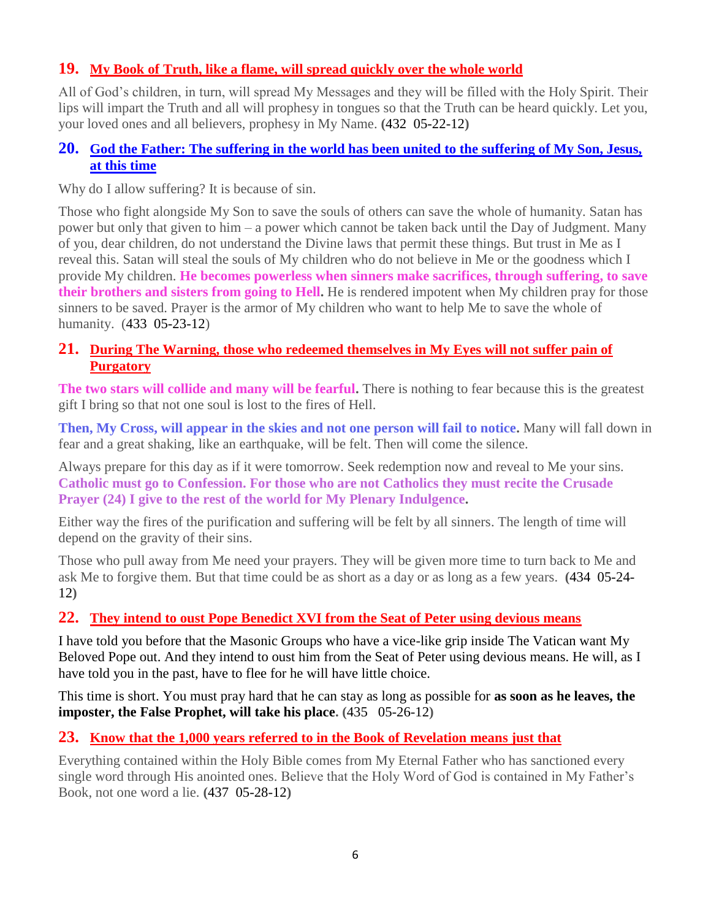## 19. My Book of Truth, like a flame, will spread quickly over the whole world

All of God's children, in turn, will spread My Messages and they will be filled with the Holy Spirit. Their lips will impart the Truth and all will prophesy in tongues so that the Truth can be heard quickly. Let you, your loved ones and all believers, prophesy in My Name. **(**432 05-22-12**)**

## 20. God the Father: The suffering in the world has been united to the suffering of My Son, Jesus, at this time

Why do I allow suffering? It is because of sin.

Those who fight alongside My Son to save the souls of others can save the whole of humanity. Satan has power but only that given to him – a power which cannot be taken back until the Day of Judgment. Many of you, dear children, do not understand the Divine laws that permit these things. But trust in Me as I reveal this. Satan will steal the souls of My children who do not believe in Me or the goodness which I provide My children. **He becomes powerless when sinners make sacrifices, through suffering, to save their brothers and sisters from going to Hell.** He is rendered impotent when My children pray for those sinners to be saved. Prayer is the armor of My children who want to help Me to save the whole of humanity. (433 05-23-12)

## 21. During The Warning, those who redeemed themselves in My Eyes will not suffer pain of Purgatory

**The two stars will collide and many will be fearful.** There is nothing to fear because this is the greatest gift I bring so that not one soul is lost to the fires of Hell.

**Then, My Cross, will appear in the skies and not one person will fail to notice.** Many will fall down in fear and a great shaking, like an earthquake, will be felt. Then will come the silence.

Always prepare for this day as if it were tomorrow. Seek redemption now and reveal to Me your sins. **Catholic must go to Confession. For those who are not Catholics they must recite the Crusade Prayer (24) I give to the rest of the world for My Plenary Indulgence.**

Either way the fires of the purification and suffering will be felt by all sinners. The length of time will depend on the gravity of their sins.

Those who pull away from Me need your prayers. They will be given more time to turn back to Me and ask Me to forgive them. But that time could be as short as a day or as long as a few years. **(**434 05-24-12**)**

## 22. They intend to oust Pope Benedict XVI from the Seat of Peter using devious means

I have told you before that the Masonic Groups who have a vice-like grip inside The Vatican want My Beloved Pope out. And they intend to oust him from the Seat of Peter using devious means. He will, as I have told you in the past, have to flee for he will have little choice.

This time is short. You must pray hard that he can stay as long as possible for **as soon as he leaves, the imposter, the False Prophet, will take his place.** (435 05-26-12)

## 23. Know that the 1,000 years referred to in the Book of Revelation means just that

Everything contained within the Holy Bible comes from My Eternal Father who has sanctioned every single word through His anointed ones. Believe that the Holy Word of God is contained in My Father's Book, not one word a lie. **(**437 05-28-12**)**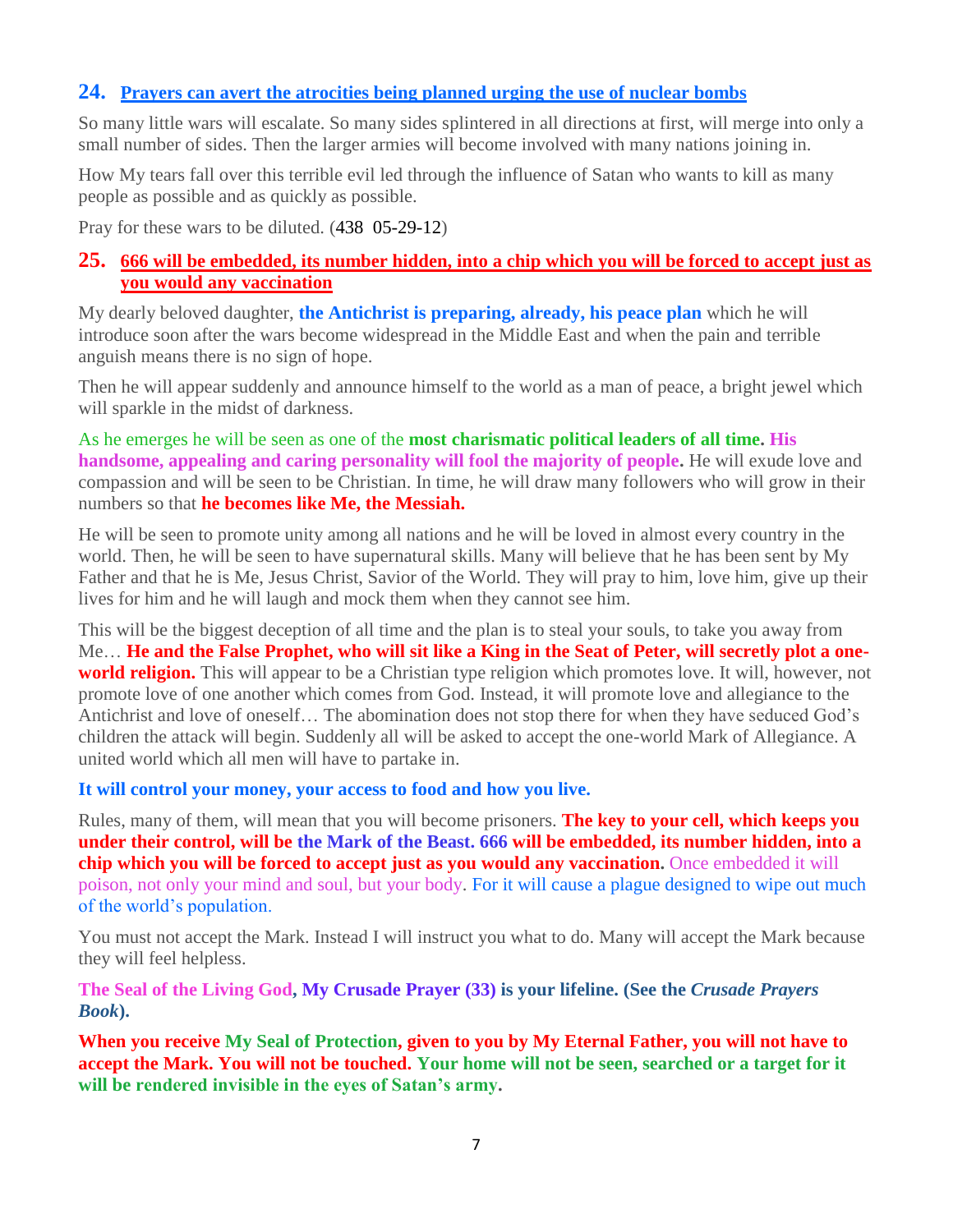## 24. Prayers can avert the atrocities being planned urging the use of nuclear bombs

So many little wars will escalate. So many sides splintered in all directions at first, will merge into only a small number of sides. Then the larger armies will become involved with many nations joining in.

How My tears fall over this terrible evil led through the influence of Satan who wants to kill as many people as possible and as quickly as possible.

Pray for these wars to be diluted. (438 05-29-12)

## 25. 666 will be embedded, its number hidden, into a chip which you will be forced to accept just as you would any vaccination

My dearly beloved daughter, **the Antichrist is preparing, already, his peace plan** which he will introduce soon after the wars become widespread in the Middle East and when the pain and terrible anguish means there is no sign of hope.

Then he will appear suddenly and announce himself to the world as a man of peace, a bright jewel which will sparkle in the midst of darkness.

As he emerges he will be seen as one of the **most charismatic political leaders of all time. His handsome, appealing and caring personality will fool the majority of people.** He will exude love and compassion and will be seen to be Christian. In time, he will draw many followers who will grow in their numbers so that **he becomes like Me, the Messiah.**

He will be seen to promote unity among all nations and he will be loved in almost every country in the world. Then, he will be seen to have supernatural skills. Many will believe that he has been sent by My Father and that he is Me, Jesus Christ, Savior of the World. They will pray to him, love him, give up their lives for him and he will laugh and mock them when they cannot see him.

This will be the biggest deception of all time and the plan is to steal your souls, to take you away from Me… **He and the False Prophet, who will sit like a King in the Seat of Peter, will secretly plot a one-world religion.** This will appear to be a Christian type religion which promotes love. It will, however, not promote love of one another which comes from God. Instead, it will promote love and allegiance to the Antichrist and love of oneself… The abomination does not stop there for when they have seduced God's children the attack will begin. Suddenly all will be asked to accept the one-world Mark of Allegiance. A united world which all men will have to partake in.

**It will control your money, your access to food and how you live.**

Rules, many of them, will mean that you will become prisoners. **The key to your cell, which keeps you under their control, will be the Mark of the Beast. 666 will be embedded, its number hidden, into a chip which you will be forced to accept just as you would any vaccination.** Once embedded it will poison, not only your mind and soul, but your body. For it will cause a plague designed to wipe out much of the world's population.

You must not accept the Mark. Instead I will instruct you what to do. Many will accept the Mark because they will feel helpless.

**The Seal of the Living God, My Crusade Prayer (33) is your lifeline. (See the *Crusade Prayers Book*).**

**When you receive My Seal of Protection, given to you by My Eternal Father, you will not have to accept the Mark. You will not be touched. Your home will not be seen, searched or a target for it will be rendered invisible in the eyes of Satan's army.**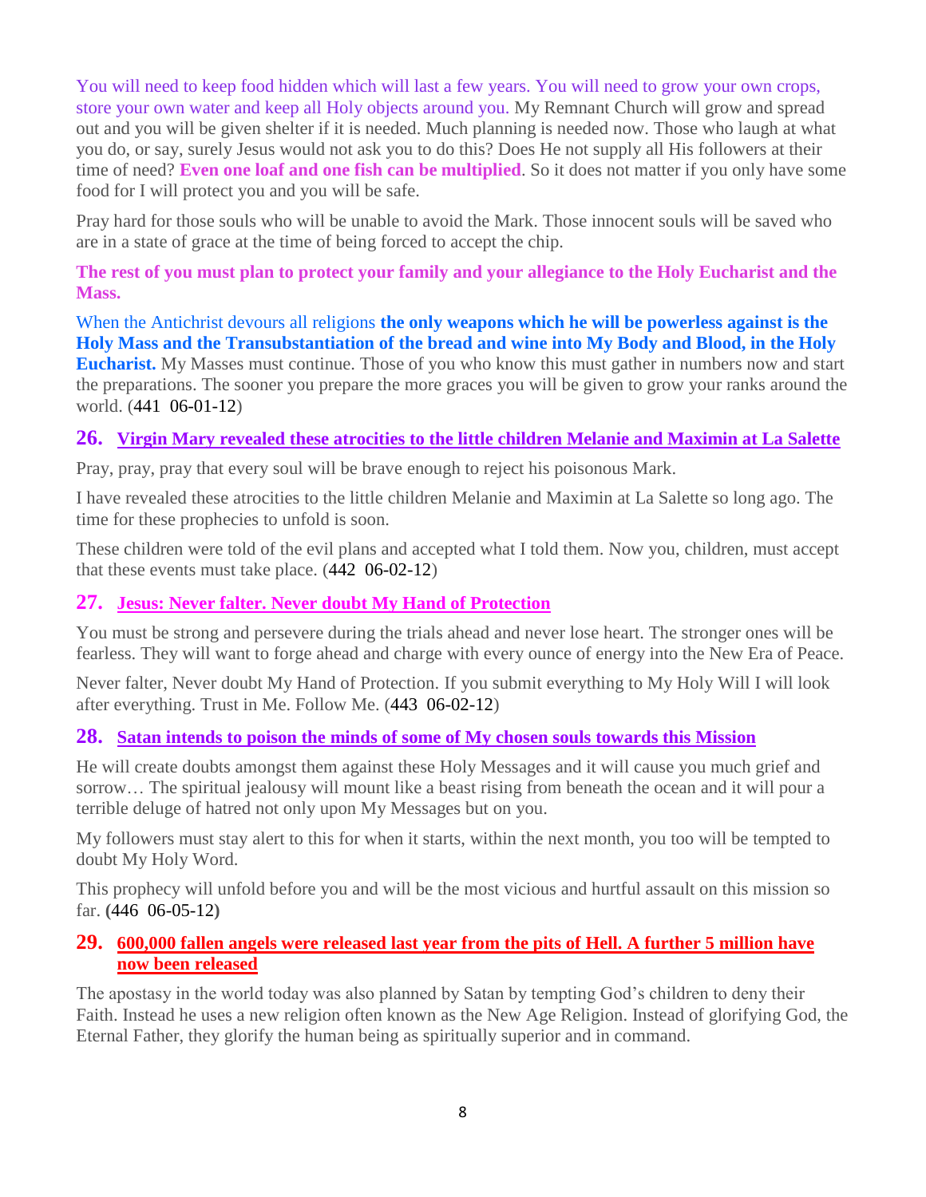You will need to keep food hidden which will last a few years. You will need to grow your own crops, store your own water and keep all Holy objects around you. My Remnant Church will grow and spread out and you will be given shelter if it is needed. Much planning is needed now. Those who laugh at what you do, or say, surely Jesus would not ask you to do this? Does He not supply all His followers at their time of need? **Even one loaf and one fish can be multiplied**. So it does not matter if you only have some food for I will protect you and you will be safe.

Pray hard for those souls who will be unable to avoid the Mark. Those innocent souls will be saved who are in a state of grace at the time of being forced to accept the chip.

**The rest of you must plan to protect your family and your allegiance to the Holy Eucharist and the Mass.**

When the Antichrist devours all religions **the only weapons which he will be powerless against is the Holy Mass and the Transubstantiation of the bread and wine into My Body and Blood, in the Holy Eucharist.** My Masses must continue. Those of you who know this must gather in numbers now and start the preparations. The sooner you prepare the more graces you will be given to grow your ranks around the world. (441 06-01-12)

## 26. Virgin Mary revealed these atrocities to the little children Melanie and Maximin at La Salette

Pray, pray, pray that every soul will be brave enough to reject his poisonous Mark.

I have revealed these atrocities to the little children Melanie and Maximin at La Salette so long ago. The time for these prophecies to unfold is soon.

These children were told of the evil plans and accepted what I told them. Now you, children, must accept that these events must take place. (442 06-02-12)

## 27. Jesus: Never falter. Never doubt My Hand of Protection

You must be strong and persevere during the trials ahead and never lose heart. The stronger ones will be fearless. They will want to forge ahead and charge with every ounce of energy into the New Era of Peace.

Never falter, Never doubt My Hand of Protection. If you submit everything to My Holy Will I will look after everything. Trust in Me. Follow Me. (443 06-02-12)

## 28. Satan intends to poison the minds of some of My chosen souls towards this Mission

He will create doubts amongst them against these Holy Messages and it will cause you much grief and sorrow… The spiritual jealousy will mount like a beast rising from beneath the ocean and it will pour a terrible deluge of hatred not only upon My Messages but on you.

My followers must stay alert to this for when it starts, within the next month, you too will be tempted to doubt My Holy Word.

This prophecy will unfold before you and will be the most vicious and hurtful assault on this mission so far. (446 06-05-12)

## 29. 600,000 fallen angels were released last year from the pits of Hell. A further 5 million have now been released

The apostasy in the world today was also planned by Satan by tempting God's children to deny their Faith. Instead he uses a new religion often known as the New Age Religion. Instead of glorifying God, the Eternal Father, they glorify the human being as spiritually superior and in command.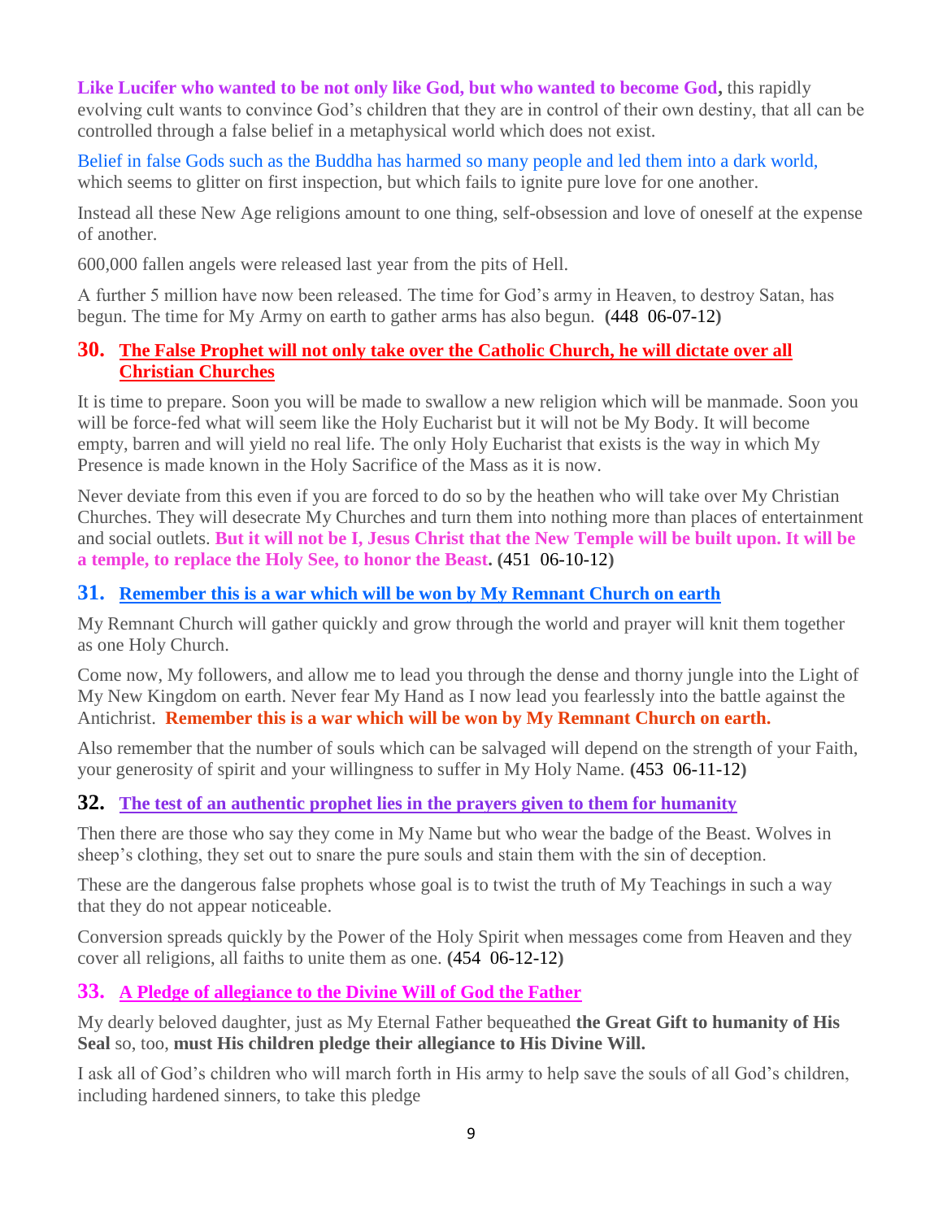**Like Lucifer who wanted to be not only like God, but who wanted to become God,** this rapidly evolving cult wants to convince God's children that they are in control of their own destiny, that all can be controlled through a false belief in a metaphysical world which does not exist.

Belief in false Gods such as the Buddha has harmed so many people and led them into a dark world, which seems to glitter on first inspection, but which fails to ignite pure love for one another.

Instead all these New Age religions amount to one thing, self-obsession and love of oneself at the expense of another.

600,000 fallen angels were released last year from the pits of Hell.

A further 5 million have now been released. The time for God's army in Heaven, to destroy Satan, has begun. The time for My Army on earth to gather arms has also begun. **(**448 06-07-12**)**

## 30. The False Prophet will not only take over the Catholic Church, he will dictate over all Christian Churches

It is time to prepare. Soon you will be made to swallow a new religion which will be manmade. Soon you will be force-fed what will seem like the Holy Eucharist but it will not be My Body. It will become empty, barren and will yield no real life. The only Holy Eucharist that exists is the way in which My Presence is made known in the Holy Sacrifice of the Mass as it is now.

Never deviate from this even if you are forced to do so by the heathen who will take over My Christian Churches. They will desecrate My Churches and turn them into nothing more than places of entertainment and social outlets. **But it will not be I, Jesus Christ that the New Temple will be built upon. It will be a temple, to replace the Holy See, to honor the Beast.** **(**451 06-10-12**)**

## 31. Remember this is a war which will be won by My Remnant Church on earth

My Remnant Church will gather quickly and grow through the world and prayer will knit them together as one Holy Church.

Come now, My followers, and allow me to lead you through the dense and thorny jungle into the Light of My New Kingdom on earth. Never fear My Hand as I now lead you fearlessly into the battle against the Antichrist. **Remember this is a war which will be won by My Remnant Church on earth.**

Also remember that the number of souls which can be salvaged will depend on the strength of your Faith, your generosity of spirit and your willingness to suffer in My Holy Name. **(**453 06-11-12**)**

## 32. The test of an authentic prophet lies in the prayers given to them for humanity

Then there are those who say they come in My Name but who wear the badge of the Beast. Wolves in sheep's clothing, they set out to snare the pure souls and stain them with the sin of deception.

These are the dangerous false prophets whose goal is to twist the truth of My Teachings in such a way that they do not appear noticeable.

Conversion spreads quickly by the Power of the Holy Spirit when messages come from Heaven and they cover all religions, all faiths to unite them as one. **(**454 06-12-12**)**

## 33. A Pledge of allegiance to the Divine Will of God the Father

My dearly beloved daughter, just as My Eternal Father bequeathed **the Great Gift to humanity of His Seal** so, too, **must His children pledge their allegiance to His Divine Will.**

I ask all of God's children who will march forth in His army to help save the souls of all God's children, including hardened sinners, to take this pledge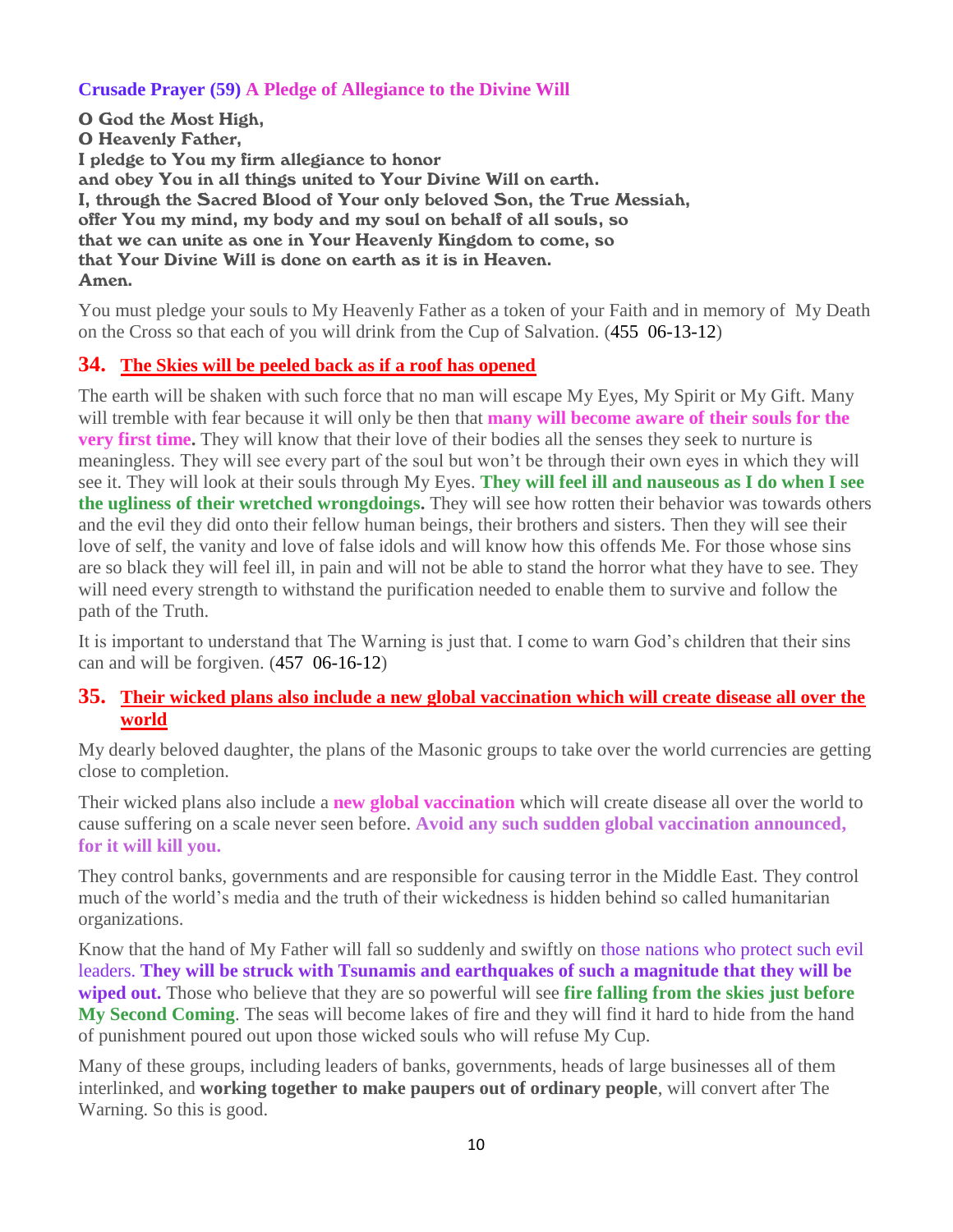**Crusade Prayer (59) A Pledge of Allegiance to the Divine Will**

**O God the Most High,**
**O Heavenly Father,**
**I pledge to You my firm allegiance to honor**
**and obey You in all things united to Your Divine Will on earth.**
**I, through the Sacred Blood of Your only beloved Son, the True Messiah,**
**offer You my mind, my body and my soul on behalf of all souls, so**
**that we can unite as one in Your Heavenly Kingdom to come, so**
**that Your Divine Will is done on earth as it is in Heaven.**
**Amen.**

You must pledge your souls to My Heavenly Father as a token of your Faith and in memory of My Death on the Cross so that each of you will drink from the Cup of Salvation. (455 06-13-12)

## 34. The Skies will be peeled back as if a roof has opened

The earth will be shaken with such force that no man will escape My Eyes, My Spirit or My Gift. Many will tremble with fear because it will only be then that **many will become aware of their souls for the very first time**. They will know that their love of their bodies all the senses they seek to nurture is meaningless. They will see every part of the soul but won't be through their own eyes in which they will see it. They will look at their souls through My Eyes. **They will feel ill and nauseous as I do when I see the ugliness of their wretched wrongdoings.** They will see how rotten their behavior was towards others and the evil they did onto their fellow human beings, their brothers and sisters. Then they will see their love of self, the vanity and love of false idols and will know how this offends Me. For those whose sins are so black they will feel ill, in pain and will not be able to stand the horror what they have to see. They will need every strength to withstand the purification needed to enable them to survive and follow the path of the Truth.

It is important to understand that The Warning is just that. I come to warn God's children that their sins can and will be forgiven. (457 06-16-12)

## 35. Their wicked plans also include a new global vaccination which will create disease all over the world

My dearly beloved daughter, the plans of the Masonic groups to take over the world currencies are getting close to completion.

Their wicked plans also include a **new global vaccination** which will create disease all over the world to cause suffering on a scale never seen before. **Avoid any such sudden global vaccination announced, for it will kill you.**

They control banks, governments and are responsible for causing terror in the Middle East. They control much of the world's media and the truth of their wickedness is hidden behind so called humanitarian organizations.

Know that the hand of My Father will fall so suddenly and swiftly on those nations who protect such evil leaders. **They will be struck with Tsunamis and earthquakes of such a magnitude that they will be wiped out.** Those who believe that they are so powerful will see **fire falling from the skies just before My Second Coming**. The seas will become lakes of fire and they will find it hard to hide from the hand of punishment poured out upon those wicked souls who will refuse My Cup.

Many of these groups, including leaders of banks, governments, heads of large businesses all of them interlinked, and **working together to make paupers out of ordinary people**, will convert after The Warning. So this is good.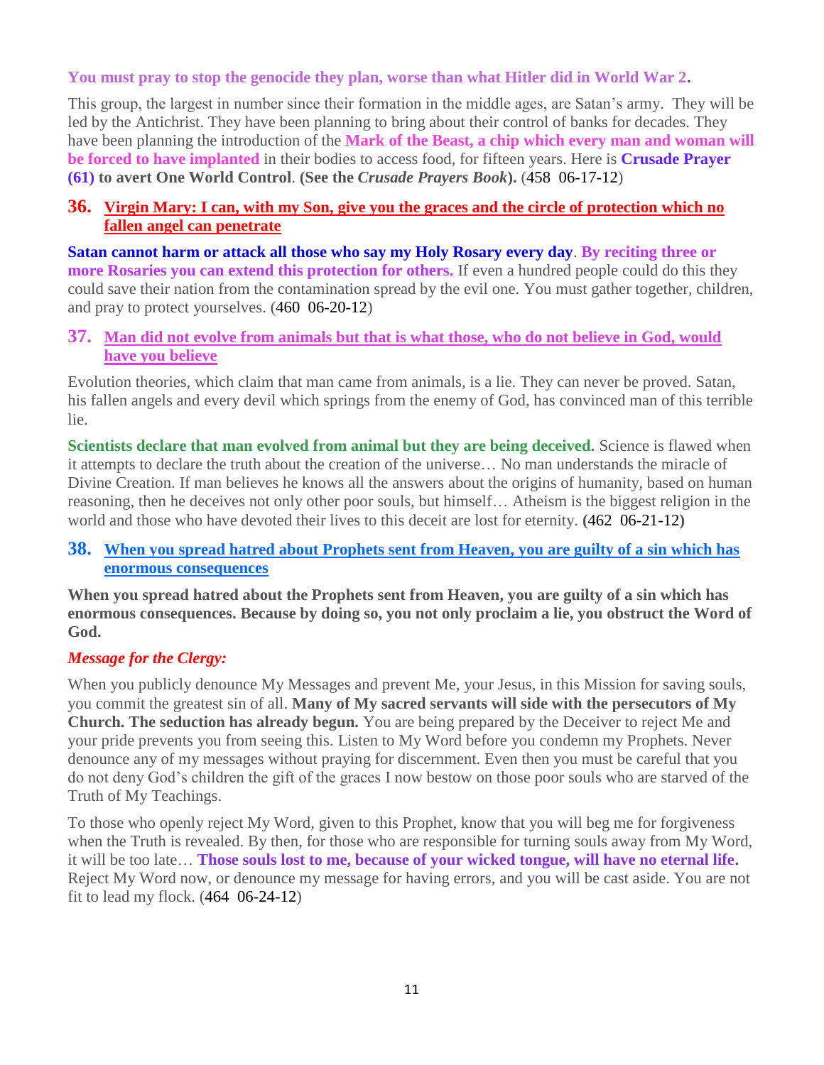**You must pray to stop the genocide they plan, worse than what Hitler did in World War 2.**

This group, the largest in number since their formation in the middle ages, are Satan's army. They will be led by the Antichrist. They have been planning to bring about their control of banks for decades. They have been planning the introduction of the **Mark of the Beast, a chip which every man and woman will be forced to have implanted** in their bodies to access food, for fifteen years. Here is **Crusade Prayer (61) to avert One World Control**. **(See the *Crusade Prayers Book*).** (458 06-17-12)

## 36. Virgin Mary: I can, with my Son, give you the graces and the circle of protection which no fallen angel can penetrate

**Satan cannot harm or attack all those who say my Holy Rosary every day**. **By reciting three or more Rosaries you can extend this protection for others.** If even a hundred people could do this they could save their nation from the contamination spread by the evil one. You must gather together, children, and pray to protect yourselves. (460 06-20-12)

## 37. Man did not evolve from animals but that is what those, who do not believe in God, would have you believe

Evolution theories, which claim that man came from animals, is a lie. They can never be proved. Satan, his fallen angels and every devil which springs from the enemy of God, has convinced man of this terrible lie.

**Scientists declare that man evolved from animal but they are being deceived.** Science is flawed when it attempts to declare the truth about the creation of the universe… No man understands the miracle of Divine Creation. If man believes he knows all the answers about the origins of humanity, based on human reasoning, then he deceives not only other poor souls, but himself… Atheism is the biggest religion in the world and those who have devoted their lives to this deceit are lost for eternity. **(**462 06-21-12**)**

## 38. When you spread hatred about Prophets sent from Heaven, you are guilty of a sin which has enormous consequences

**When you spread hatred about the Prophets sent from Heaven, you are guilty of a sin which has enormous consequences. Because by doing so, you not only proclaim a lie, you obstruct the Word of God.**

***Message for the Clergy:***

When you publicly denounce My Messages and prevent Me, your Jesus, in this Mission for saving souls, you commit the greatest sin of all. **Many of My sacred servants will side with the persecutors of My Church. The seduction has already begun.** You are being prepared by the Deceiver to reject Me and your pride prevents you from seeing this. Listen to My Word before you condemn my Prophets. Never denounce any of my messages without praying for discernment. Even then you must be careful that you do not deny God's children the gift of the graces I now bestow on those poor souls who are starved of the Truth of My Teachings.

To those who openly reject My Word, given to this Prophet, know that you will beg me for forgiveness when the Truth is revealed. By then, for those who are responsible for turning souls away from My Word, it will be too late… **Those souls lost to me, because of your wicked tongue, will have no eternal life.** Reject My Word now, or denounce my message for having errors, and you will be cast aside. You are not fit to lead my flock. (464 06-24-12)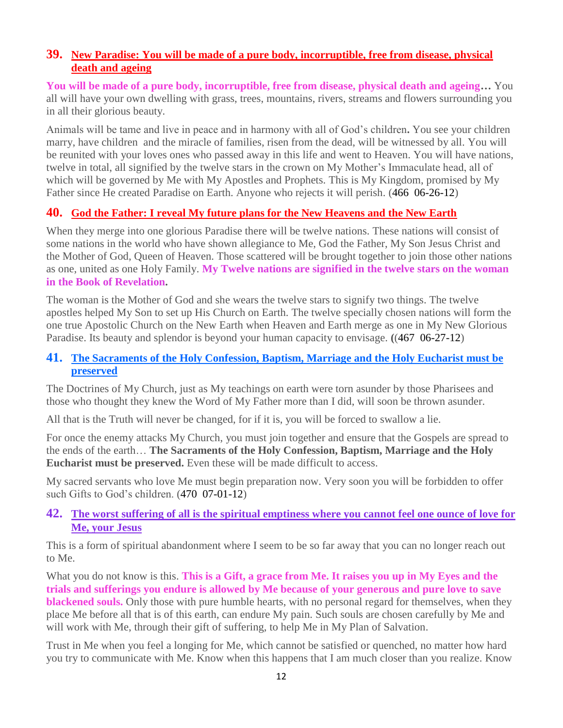## 39. New Paradise: You will be made of a pure body, incorruptible, free from disease, physical death and ageing

**You will be made of a pure body, incorruptible, free from disease, physical death and ageing…** You all will have your own dwelling with grass, trees, mountains, rivers, streams and flowers surrounding you in all their glorious beauty.

Animals will be tame and live in peace and in harmony with all of God's children**.** You see your children marry, have children and the miracle of families, risen from the dead, will be witnessed by all. You will be reunited with your loves ones who passed away in this life and went to Heaven. You will have nations, twelve in total, all signified by the twelve stars in the crown on My Mother's Immaculate head, all of which will be governed by Me with My Apostles and Prophets. This is My Kingdom, promised by My Father since He created Paradise on Earth. Anyone who rejects it will perish. (466 06-26-12)

## 40. God the Father: I reveal My future plans for the New Heavens and the New Earth

When they merge into one glorious Paradise there will be twelve nations. These nations will consist of some nations in the world who have shown allegiance to Me, God the Father, My Son Jesus Christ and the Mother of God, Queen of Heaven. Those scattered will be brought together to join those other nations as one, united as one Holy Family. **My Twelve nations are signified in the twelve stars on the woman in the Book of Revelation.**

The woman is the Mother of God and she wears the twelve stars to signify two things. The twelve apostles helped My Son to set up His Church on Earth. The twelve specially chosen nations will form the one true Apostolic Church on the New Earth when Heaven and Earth merge as one in My New Glorious Paradise. Its beauty and splendor is beyond your human capacity to envisage. **(**(467 06-27-12)

## 41. The Sacraments of the Holy Confession, Baptism, Marriage and the Holy Eucharist must be preserved

The Doctrines of My Church, just as My teachings on earth were torn asunder by those Pharisees and those who thought they knew the Word of My Father more than I did, will soon be thrown asunder.

All that is the Truth will never be changed, for if it is, you will be forced to swallow a lie.

For once the enemy attacks My Church, you must join together and ensure that the Gospels are spread to the ends of the earth… **The Sacraments of the Holy Confession, Baptism, Marriage and the Holy Eucharist must be preserved.** Even these will be made difficult to access.

My sacred servants who love Me must begin preparation now. Very soon you will be forbidden to offer such Gifts to God's children. (470 07-01-12)

## 42. The worst suffering of all is the spiritual emptiness where you cannot feel one ounce of love for Me, your Jesus

This is a form of spiritual abandonment where I seem to be so far away that you can no longer reach out to Me.

What you do not know is this. **This is a Gift, a grace from Me. It raises you up in My Eyes and the trials and sufferings you endure is allowed by Me because of your generous and pure love to save blackened souls.** Only those with pure humble hearts, with no personal regard for themselves, when they place Me before all that is of this earth, can endure My pain. Such souls are chosen carefully by Me and will work with Me, through their gift of suffering, to help Me in My Plan of Salvation.

Trust in Me when you feel a longing for Me, which cannot be satisfied or quenched, no matter how hard you try to communicate with Me. Know when this happens that I am much closer than you realize. Know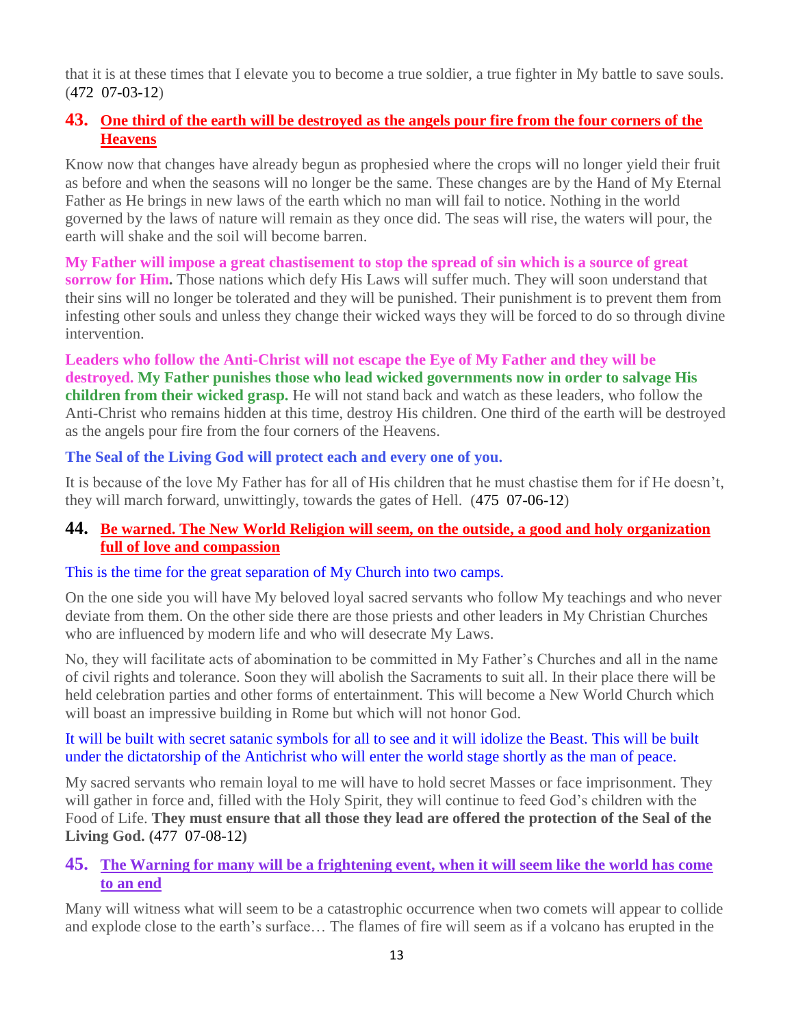that it is at these times that I elevate you to become a true soldier, a true fighter in My battle to save souls. (472 07-03-12)

## 43. One third of the earth will be destroyed as the angels pour fire from the four corners of the Heavens

Know now that changes have already begun as prophesied where the crops will no longer yield their fruit as before and when the seasons will no longer be the same. These changes are by the Hand of My Eternal Father as He brings in new laws of the earth which no man will fail to notice. Nothing in the world governed by the laws of nature will remain as they once did. The seas will rise, the waters will pour, the earth will shake and the soil will become barren.

**My Father will impose a great chastisement to stop the spread of sin which is a source of great sorrow for Him.** Those nations which defy His Laws will suffer much. They will soon understand that their sins will no longer be tolerated and they will be punished. Their punishment is to prevent them from infesting other souls and unless they change their wicked ways they will be forced to do so through divine intervention.

**Leaders who follow the Anti-Christ will not escape the Eye of My Father and they will be destroyed. My Father punishes those who lead wicked governments now in order to salvage His children from their wicked grasp.** He will not stand back and watch as these leaders, who follow the Anti-Christ who remains hidden at this time, destroy His children. One third of the earth will be destroyed as the angels pour fire from the four corners of the Heavens.

**The Seal of the Living God will protect each and every one of you.**

It is because of the love My Father has for all of His children that he must chastise them for if He doesn't, they will march forward, unwittingly, towards the gates of Hell. (475 07-06-12)

## 44. Be warned. The New World Religion will seem, on the outside, a good and holy organization full of love and compassion

This is the time for the great separation of My Church into two camps.

On the one side you will have My beloved loyal sacred servants who follow My teachings and who never deviate from them. On the other side there are those priests and other leaders in My Christian Churches who are influenced by modern life and who will desecrate My Laws.

No, they will facilitate acts of abomination to be committed in My Father's Churches and all in the name of civil rights and tolerance. Soon they will abolish the Sacraments to suit all. In their place there will be held celebration parties and other forms of entertainment. This will become a New World Church which will boast an impressive building in Rome but which will not honor God.

It will be built with secret satanic symbols for all to see and it will idolize the Beast. This will be built under the dictatorship of the Antichrist who will enter the world stage shortly as the man of peace.

My sacred servants who remain loyal to me will have to hold secret Masses or face imprisonment. They will gather in force and, filled with the Holy Spirit, they will continue to feed God's children with the Food of Life. **They must ensure that all those they lead are offered the protection of the Seal of the Living God.** (477 07-08-12)

## 45. The Warning for many will be a frightening event, when it will seem like the world has come to an end

Many will witness what will seem to be a catastrophic occurrence when two comets will appear to collide and explode close to the earth's surface… The flames of fire will seem as if a volcano has erupted in the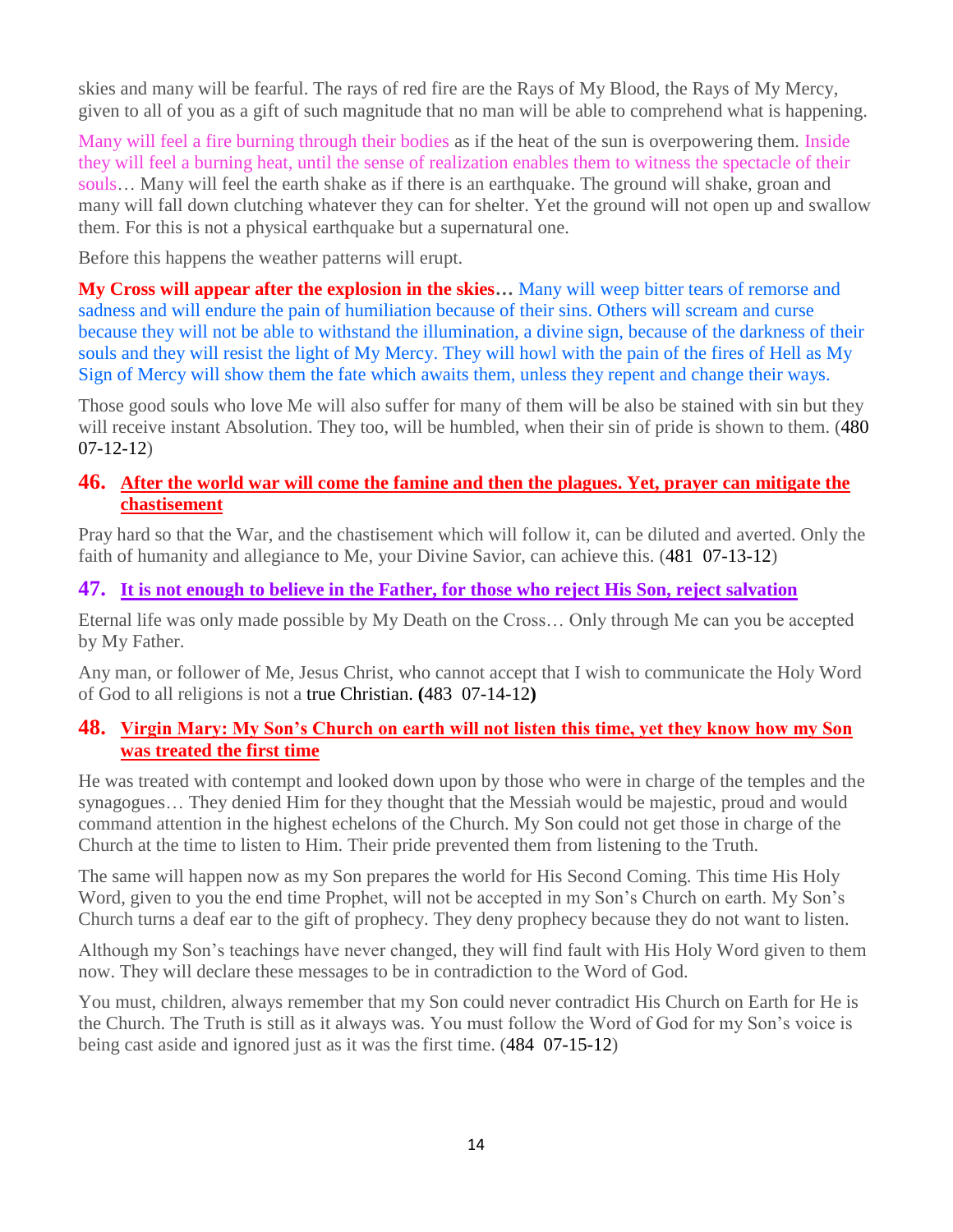skies and many will be fearful. The rays of red fire are the Rays of My Blood, the Rays of My Mercy, given to all of you as a gift of such magnitude that no man will be able to comprehend what is happening.

Many will feel a fire burning through their bodies as if the heat of the sun is overpowering them. Inside they will feel a burning heat, until the sense of realization enables them to witness the spectacle of their souls… Many will feel the earth shake as if there is an earthquake. The ground will shake, groan and many will fall down clutching whatever they can for shelter. Yet the ground will not open up and swallow them. For this is not a physical earthquake but a supernatural one.

Before this happens the weather patterns will erupt.

**My Cross will appear after the explosion in the skies…** Many will weep bitter tears of remorse and sadness and will endure the pain of humiliation because of their sins. Others will scream and curse because they will not be able to withstand the illumination, a divine sign, because of the darkness of their souls and they will resist the light of My Mercy. They will howl with the pain of the fires of Hell as My Sign of Mercy will show them the fate which awaits them, unless they repent and change their ways.

Those good souls who love Me will also suffer for many of them will be also be stained with sin but they will receive instant Absolution. They too, will be humbled, when their sin of pride is shown to them. (480 07-12-12)

## 46. After the world war will come the famine and then the plagues. Yet, prayer can mitigate the chastisement

Pray hard so that the War, and the chastisement which will follow it, can be diluted and averted. Only the faith of humanity and allegiance to Me, your Divine Savior, can achieve this. (481 07-13-12)

## 47. It is not enough to believe in the Father, for those who reject His Son, reject salvation

Eternal life was only made possible by My Death on the Cross… Only through Me can you be accepted by My Father.

Any man, or follower of Me, Jesus Christ, who cannot accept that I wish to communicate the Holy Word of God to all religions is not a true Christian. **(**483 07-14-12**)**

## 48. Virgin Mary: My Son's Church on earth will not listen this time, yet they know how my Son was treated the first time

He was treated with contempt and looked down upon by those who were in charge of the temples and the synagogues… They denied Him for they thought that the Messiah would be majestic, proud and would command attention in the highest echelons of the Church. My Son could not get those in charge of the Church at the time to listen to Him. Their pride prevented them from listening to the Truth.

The same will happen now as my Son prepares the world for His Second Coming. This time His Holy Word, given to you the end time Prophet, will not be accepted in my Son's Church on earth. My Son's Church turns a deaf ear to the gift of prophecy. They deny prophecy because they do not want to listen.

Although my Son's teachings have never changed, they will find fault with His Holy Word given to them now. They will declare these messages to be in contradiction to the Word of God.

You must, children, always remember that my Son could never contradict His Church on Earth for He is the Church. The Truth is still as it always was. You must follow the Word of God for my Son's voice is being cast aside and ignored just as it was the first time. (484 07-15-12)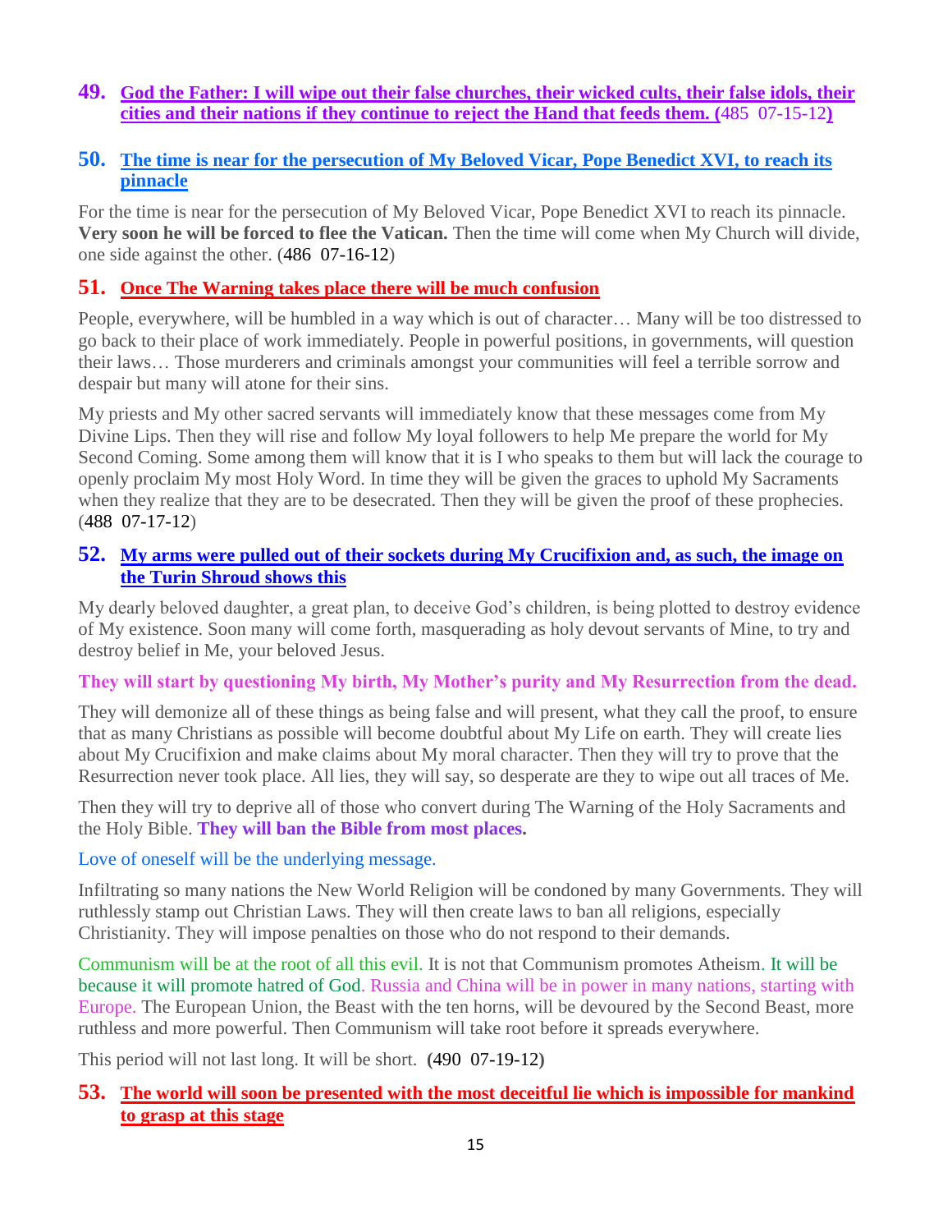**49.** **God the Father: I will wipe out their false churches, their wicked cults, their false idols, their cities and their nations if they continue to reject the Hand that feeds them. (**485 07-15-12**)**

**50.** **The time is near for the persecution of My Beloved Vicar, Pope Benedict XVI, to reach its pinnacle**

For the time is near for the persecution of My Beloved Vicar, Pope Benedict XVI to reach its pinnacle. **Very soon he will be forced to flee the Vatican.** Then the time will come when My Church will divide, one side against the other. (486 07-16-12)

**51.** **Once The Warning takes place there will be much confusion**

People, everywhere, will be humbled in a way which is out of character… Many will be too distressed to go back to their place of work immediately. People in powerful positions, in governments, will question their laws… Those murderers and criminals amongst your communities will feel a terrible sorrow and despair but many will atone for their sins.

My priests and My other sacred servants will immediately know that these messages come from My Divine Lips. Then they will rise and follow My loyal followers to help Me prepare the world for My Second Coming. Some among them will know that it is I who speaks to them but will lack the courage to openly proclaim My most Holy Word. In time they will be given the graces to uphold My Sacraments when they realize that they are to be desecrated. Then they will be given the proof of these prophecies. (488 07-17-12)

**52.** **My arms were pulled out of their sockets during My Crucifixion and, as such, the image on the Turin Shroud shows this**

My dearly beloved daughter, a great plan, to deceive God's children, is being plotted to destroy evidence of My existence. Soon many will come forth, masquerading as holy devout servants of Mine, to try and destroy belief in Me, your beloved Jesus.

**They will start by questioning My birth, My Mother's purity and My Resurrection from the dead.**

They will demonize all of these things as being false and will present, what they call the proof, to ensure that as many Christians as possible will become doubtful about My Life on earth. They will create lies about My Crucifixion and make claims about My moral character. Then they will try to prove that the Resurrection never took place. All lies, they will say, so desperate are they to wipe out all traces of Me.

Then they will try to deprive all of those who convert during The Warning of the Holy Sacraments and the Holy Bible. **They will ban the Bible from most places.**

Love of oneself will be the underlying message.

Infiltrating so many nations the New World Religion will be condoned by many Governments. They will ruthlessly stamp out Christian Laws. They will then create laws to ban all religions, especially Christianity. They will impose penalties on those who do not respond to their demands.

Communism will be at the root of all this evil. It is not that Communism promotes Atheism. It will be because it will promote hatred of God. Russia and China will be in power in many nations, starting with Europe. The European Union, the Beast with the ten horns, will be devoured by the Second Beast, more ruthless and more powerful. Then Communism will take root before it spreads everywhere.

This period will not last long. It will be short. (490 07-19-12)

**53.** **The world will soon be presented with the most deceitful lie which is impossible for mankind to grasp at this stage**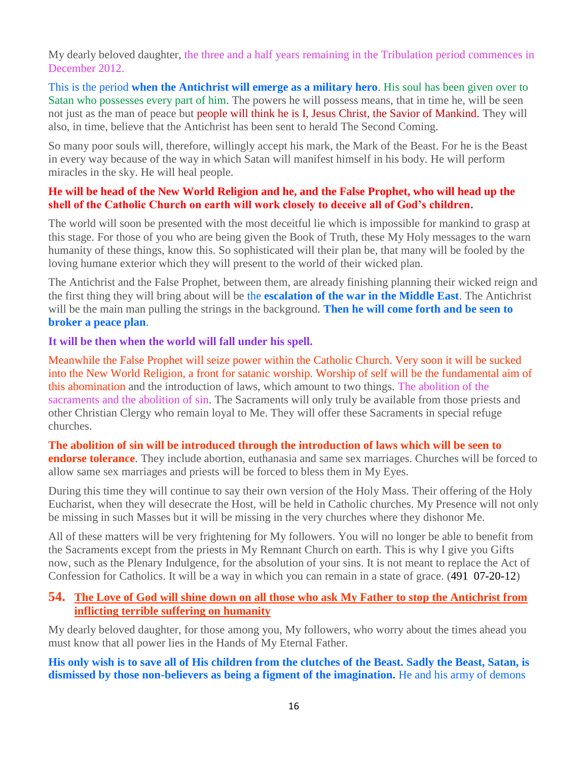My dearly beloved daughter, the three and a half years remaining in the Tribulation period commences in December 2012.

This is the period **when the Antichrist will emerge as a military hero**. His soul has been given over to Satan who possesses every part of him. The powers he will possess means, that in time he, will be seen not just as the man of peace but people will think he is I, Jesus Christ, the Savior of Mankind. They will also, in time, believe that the Antichrist has been sent to herald The Second Coming.

So many poor souls will, therefore, willingly accept his mark, the Mark of the Beast. For he is the Beast in every way because of the way in which Satan will manifest himself in his body. He will perform miracles in the sky. He will heal people.

**He will be head of the New World Religion and he, and the False Prophet, who will head up the shell of the Catholic Church on earth will work closely to deceive all of God's children.**

The world will soon be presented with the most deceitful lie which is impossible for mankind to grasp at this stage. For those of you who are being given the Book of Truth, these My Holy messages to the warn humanity of these things, know this. So sophisticated will their plan be, that many will be fooled by the loving humane exterior which they will present to the world of their wicked plan.

The Antichrist and the False Prophet, between them, are already finishing planning their wicked reign and the first thing they will bring about will be the **escalation of the war in the Middle East**. The Antichrist will be the main man pulling the strings in the background. **Then he will come forth and be seen to broker a peace plan**.

**It will be then when the world will fall under his spell.**

Meanwhile the False Prophet will seize power within the Catholic Church. Very soon it will be sucked into the New World Religion, a front for satanic worship. Worship of self will be the fundamental aim of this abomination and the introduction of laws, which amount to two things. The abolition of the sacraments and the abolition of sin. The Sacraments will only truly be available from those priests and other Christian Clergy who remain loyal to Me. They will offer these Sacraments in special refuge churches.

**The abolition of sin will be introduced through the introduction of laws which will be seen to endorse tolerance**. They include abortion, euthanasia and same sex marriages. Churches will be forced to allow same sex marriages and priests will be forced to bless them in My Eyes.

During this time they will continue to say their own version of the Holy Mass. Their offering of the Holy Eucharist, when they will desecrate the Host, will be held in Catholic churches. My Presence will not only be missing in such Masses but it will be missing in the very churches where they dishonor Me.

All of these matters will be very frightening for My followers. You will no longer be able to benefit from the Sacraments except from the priests in My Remnant Church on earth. This is why I give you Gifts now, such as the Plenary Indulgence, for the absolution of your sins. It is not meant to replace the Act of Confession for Catholics. It will be a way in which you can remain in a state of grace. (491 07-20-12)

## 54. The Love of God will shine down on all those who ask My Father to stop the Antichrist from inflicting terrible suffering on humanity

My dearly beloved daughter, for those among you, My followers, who worry about the times ahead you must know that all power lies in the Hands of My Eternal Father.

**His only wish is to save all of His children from the clutches of the Beast. Sadly the Beast, Satan, is dismissed by those non-believers as being a figment of the imagination.** He and his army of demons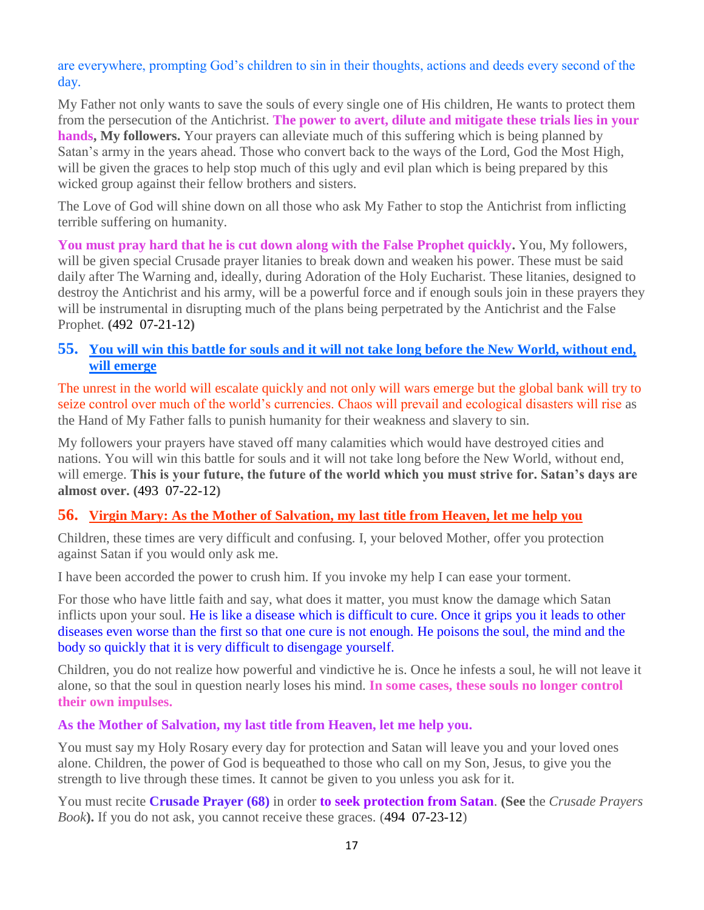are everywhere, prompting God's children to sin in their thoughts, actions and deeds every second of the day.

My Father not only wants to save the souls of every single one of His children, He wants to protect them from the persecution of the Antichrist. **The power to avert, dilute and mitigate these trials lies in your hands, My followers.** Your prayers can alleviate much of this suffering which is being planned by Satan's army in the years ahead. Those who convert back to the ways of the Lord, God the Most High, will be given the graces to help stop much of this ugly and evil plan which is being prepared by this wicked group against their fellow brothers and sisters.

The Love of God will shine down on all those who ask My Father to stop the Antichrist from inflicting terrible suffering on humanity.

**You must pray hard that he is cut down along with the False Prophet quickly.** You, My followers, will be given special Crusade prayer litanies to break down and weaken his power. These must be said daily after The Warning and, ideally, during Adoration of the Holy Eucharist. These litanies, designed to destroy the Antichrist and his army, will be a powerful force and if enough souls join in these prayers they will be instrumental in disrupting much of the plans being perpetrated by the Antichrist and the False Prophet. **(**492 07-21-12**)**

## 55. You will win this battle for souls and it will not take long before the New World, without end, will emerge

The unrest in the world will escalate quickly and not only will wars emerge but the global bank will try to seize control over much of the world's currencies. Chaos will prevail and ecological disasters will rise as the Hand of My Father falls to punish humanity for their weakness and slavery to sin.

My followers your prayers have staved off many calamities which would have destroyed cities and nations. You will win this battle for souls and it will not take long before the New World, without end, will emerge. **This is your future, the future of the world which you must strive for. Satan's days are almost over. (**493 07-22-12**)**

## 56. Virgin Mary: As the Mother of Salvation, my last title from Heaven, let me help you

Children, these times are very difficult and confusing. I, your beloved Mother, offer you protection against Satan if you would only ask me.

I have been accorded the power to crush him. If you invoke my help I can ease your torment.

For those who have little faith and say, what does it matter, you must know the damage which Satan inflicts upon your soul. He is like a disease which is difficult to cure. Once it grips you it leads to other diseases even worse than the first so that one cure is not enough. He poisons the soul, the mind and the body so quickly that it is very difficult to disengage yourself.

Children, you do not realize how powerful and vindictive he is. Once he infests a soul, he will not leave it alone, so that the soul in question nearly loses his mind. **In some cases, these souls no longer control their own impulses.**

**As the Mother of Salvation, my last title from Heaven, let me help you.**

You must say my Holy Rosary every day for protection and Satan will leave you and your loved ones alone. Children, the power of God is bequeathed to those who call on my Son, Jesus, to give you the strength to live through these times. It cannot be given to you unless you ask for it.

You must recite **Crusade Prayer (68)** in order **to seek protection from Satan**. **(See** the *Crusade Prayers Book***).** If you do not ask, you cannot receive these graces. (494 07-23-12)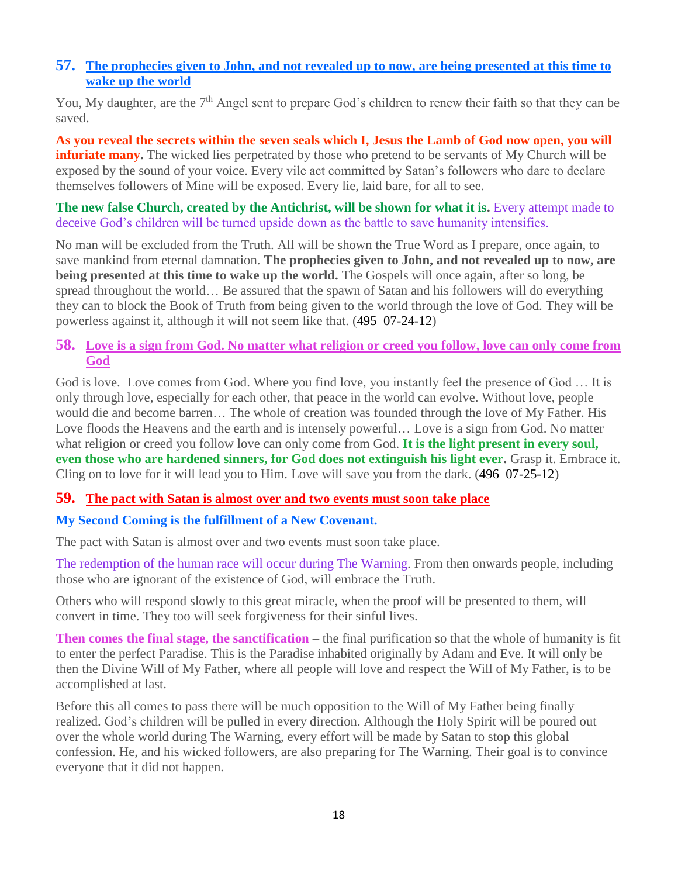## 57. The prophecies given to John, and not revealed up to now, are being presented at this time to wake up the world

You, My daughter, are the 7th Angel sent to prepare God's children to renew their faith so that they can be saved.

**As you reveal the secrets within the seven seals which I, Jesus the Lamb of God now open, you will infuriate many.** The wicked lies perpetrated by those who pretend to be servants of My Church will be exposed by the sound of your voice. Every vile act committed by Satan's followers who dare to declare themselves followers of Mine will be exposed. Every lie, laid bare, for all to see.

**The new false Church, created by the Antichrist, will be shown for what it is.** Every attempt made to deceive God's children will be turned upside down as the battle to save humanity intensifies.

No man will be excluded from the Truth. All will be shown the True Word as I prepare, once again, to save mankind from eternal damnation. **The prophecies given to John, and not revealed up to now, are being presented at this time to wake up the world.** The Gospels will once again, after so long, be spread throughout the world… Be assured that the spawn of Satan and his followers will do everything they can to block the Book of Truth from being given to the world through the love of God. They will be powerless against it, although it will not seem like that. (495 07-24-12)

## 58. Love is a sign from God. No matter what religion or creed you follow, love can only come from God

God is love. Love comes from God. Where you find love, you instantly feel the presence of God … It is only through love, especially for each other, that peace in the world can evolve. Without love, people would die and become barren… The whole of creation was founded through the love of My Father. His Love floods the Heavens and the earth and is intensely powerful… Love is a sign from God. No matter what religion or creed you follow love can only come from God. **It is the light present in every soul, even those who are hardened sinners, for God does not extinguish his light ever.** Grasp it. Embrace it. Cling on to love for it will lead you to Him. Love will save you from the dark. (496 07-25-12)

## 59. The pact with Satan is almost over and two events must soon take place

**My Second Coming is the fulfillment of a New Covenant.**

The pact with Satan is almost over and two events must soon take place.

The redemption of the human race will occur during The Warning. From then onwards people, including those who are ignorant of the existence of God, will embrace the Truth.

Others who will respond slowly to this great miracle, when the proof will be presented to them, will convert in time. They too will seek forgiveness for their sinful lives.

**Then comes the final stage, the sanctification** – the final purification so that the whole of humanity is fit to enter the perfect Paradise. This is the Paradise inhabited originally by Adam and Eve. It will only be then the Divine Will of My Father, where all people will love and respect the Will of My Father, is to be accomplished at last.

Before this all comes to pass there will be much opposition to the Will of My Father being finally realized. God's children will be pulled in every direction. Although the Holy Spirit will be poured out over the whole world during The Warning, every effort will be made by Satan to stop this global confession. He, and his wicked followers, are also preparing for The Warning. Their goal is to convince everyone that it did not happen.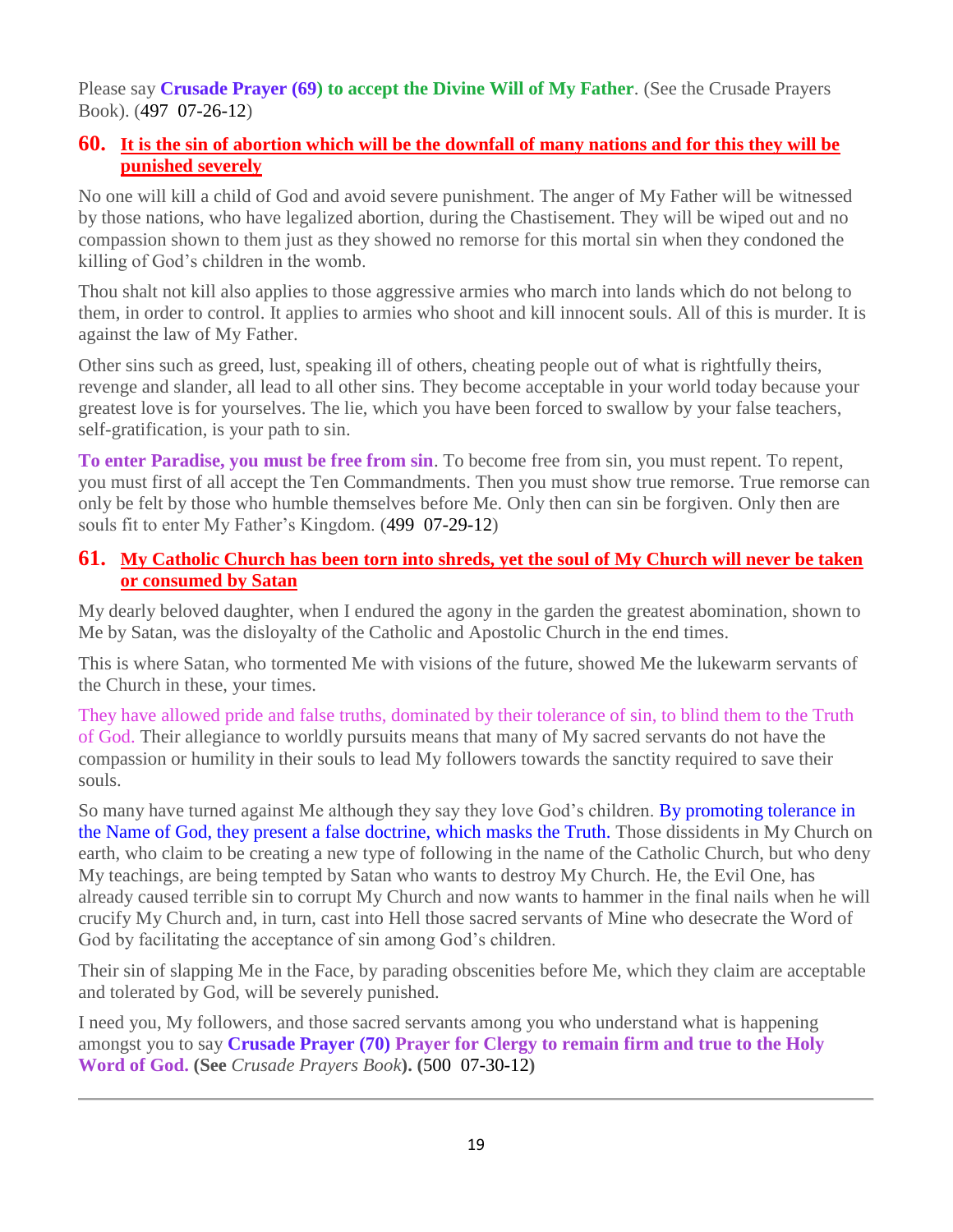Please say **Crusade Prayer (69) to accept the Divine Will of My Father**. (See the Crusade Prayers Book). (497 07-26-12)

## 60. It is the sin of abortion which will be the downfall of many nations and for this they will be punished severely

No one will kill a child of God and avoid severe punishment. The anger of My Father will be witnessed by those nations, who have legalized abortion, during the Chastisement. They will be wiped out and no compassion shown to them just as they showed no remorse for this mortal sin when they condoned the killing of God's children in the womb.

Thou shalt not kill also applies to those aggressive armies who march into lands which do not belong to them, in order to control. It applies to armies who shoot and kill innocent souls. All of this is murder. It is against the law of My Father.

Other sins such as greed, lust, speaking ill of others, cheating people out of what is rightfully theirs, revenge and slander, all lead to all other sins. They become acceptable in your world today because your greatest love is for yourselves. The lie, which you have been forced to swallow by your false teachers, self-gratification, is your path to sin.

**To enter Paradise, you must be free from sin**. To become free from sin, you must repent. To repent, you must first of all accept the Ten Commandments. Then you must show true remorse. True remorse can only be felt by those who humble themselves before Me. Only then can sin be forgiven. Only then are souls fit to enter My Father's Kingdom. (499 07-29-12)

## 61. My Catholic Church has been torn into shreds, yet the soul of My Church will never be taken or consumed by Satan

My dearly beloved daughter, when I endured the agony in the garden the greatest abomination, shown to Me by Satan, was the disloyalty of the Catholic and Apostolic Church in the end times.

This is where Satan, who tormented Me with visions of the future, showed Me the lukewarm servants of the Church in these, your times.

They have allowed pride and false truths, dominated by their tolerance of sin, to blind them to the Truth of God. Their allegiance to worldly pursuits means that many of My sacred servants do not have the compassion or humility in their souls to lead My followers towards the sanctity required to save their souls.

So many have turned against Me although they say they love God's children. By promoting tolerance in the Name of God, they present a false doctrine, which masks the Truth. Those dissidents in My Church on earth, who claim to be creating a new type of following in the name of the Catholic Church, but who deny My teachings, are being tempted by Satan who wants to destroy My Church. He, the Evil One, has already caused terrible sin to corrupt My Church and now wants to hammer in the final nails when he will crucify My Church and, in turn, cast into Hell those sacred servants of Mine who desecrate the Word of God by facilitating the acceptance of sin among God's children.

Their sin of slapping Me in the Face, by parading obscenities before Me, which they claim are acceptable and tolerated by God, will be severely punished.

I need you, My followers, and those sacred servants among you who understand what is happening amongst you to say **Crusade Prayer (70) Prayer for Clergy to remain firm and true to the Holy Word of God. (See** *Crusade Prayers Book***). (500 07-30-12)**